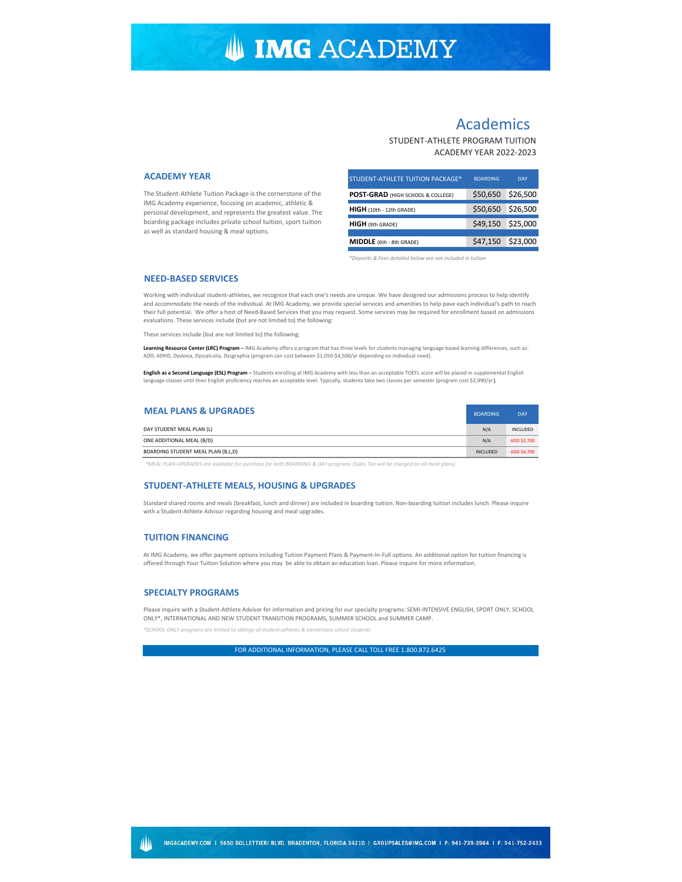# IMG ACADEMY

## Academics

STUDENT-ATHLETE PROGRAM TUITION

ACADEMY YEAR 2022-2023

### ACADEMY YEAR

The Student-Athlete Tuition Package is the cornerstone of the IMG Academy experience, focusing on academic, athletic & personal development, and represents the greatest value. The boarding package includes private school tuition, sport tuition as well as standard housing & meal options.

| STUDENT-ATHLETE TUITION PACKAGE* | BOARDING | DAY |
|---|---|---|
| **POST-GRAD** (HIGH SCHOOL & COLLEGE) | $50,650 | $26,500 |
| **HIGH** (10th - 12th GRADE) | $50,650 | $26,500 |
| **HIGH** (9th GRADE) | $49,150 | $25,000 |
| **MIDDLE** (6th - 8th GRADE) | $47,150 | $23,000 |

*\*Deposits & Fees detailed below are not included in tuition*

### NEED-BASED SERVICES

Working with individual student-athletes, we recognize that each one's needs are unique. We have designed our admissions process to help identify and accommodate the needs of the individual. At IMG Academy, we provide special services and amenities to help pave each individual's path to reach their full potential. We offer a host of Need-Based Services that you may request. Some services may be required for enrollment based on admissions evaluations. These services include (but are not limited to) the following:

These services include (but are not limited to) the following:

**Learning Resource Center (LRC) Program** – IMG Academy offers a program that has three levels for students managing language based learning differences, such as: ADD, ADHD, Dyslexia, Dyscalculia, Dysgraphia (program can cost between $1,050-$4,500/yr depending on individual need).

**English as a Second Language (ESL) Program** – Students enrolling at IMG Academy with less than an acceptable TOEFL score will be placed in supplemental English language classes until their English proficiency reaches an acceptable level. Typically, students take two classes per semester (program cost $2,990/yr).

### MEAL PLANS & UPGRADES

| | BOARDING | DAY |
|---|---|---|
| DAY STUDENT MEAL PLAN (L) | N/A | INCLUDED |
| ONE ADDITIONAL MEAL (B/D) | N/A | ADD $2,700 |
| BOARDING STUDENT MEAL PLAN (B,L,D) | INCLUDED | ADD $4,700 |

*\*MEAL PLAN UPGRADES are available for purchase for both BOARDING & DAY programs (Sales Tax will be charged on all meal plans).*

### STUDENT-ATHLETE MEALS, HOUSING & UPGRADES

Standard shared rooms and meals (breakfast, lunch and dinner) are included in boarding tuition. Non-boarding tuition includes lunch. Please inquire with a Student-Athlete Advisor regarding housing and meal upgrades.

### TUITION FINANCING

At IMG Academy, we offer payment options including Tuition Payment Plans & Payment-In-Full options. An additional option for tuition financing is offered through Your Tuition Solution where you may be able to obtain an education loan. Please inquire for more information.

### SPECIALTY PROGRAMS

Please inquire with a Student-Athlete Advisor for information and pricing for our specialty programs: SEMI-INTENSIVE ENGLISH, SPORT ONLY, SCHOOL ONLY*, INTERNATIONAL AND NEW STUDENT TRANSITION PROGRAMS, SUMMER SCHOOL and SUMMER CAMP.

*\*SCHOOL ONLY programs are limited to siblings of student-athletes & elementary school students*

FOR ADDITIONAL INFORMATION, PLEASE CALL TOLL FREE 1.800.872.6425

IMGACADEMY.COM | 5650 BOLLETTIERI BLVD, BRADENTON, FLORIDA 34210 | GROUPSALES@IMG.COM | P: 941-739-3964 | F: 941-752-2433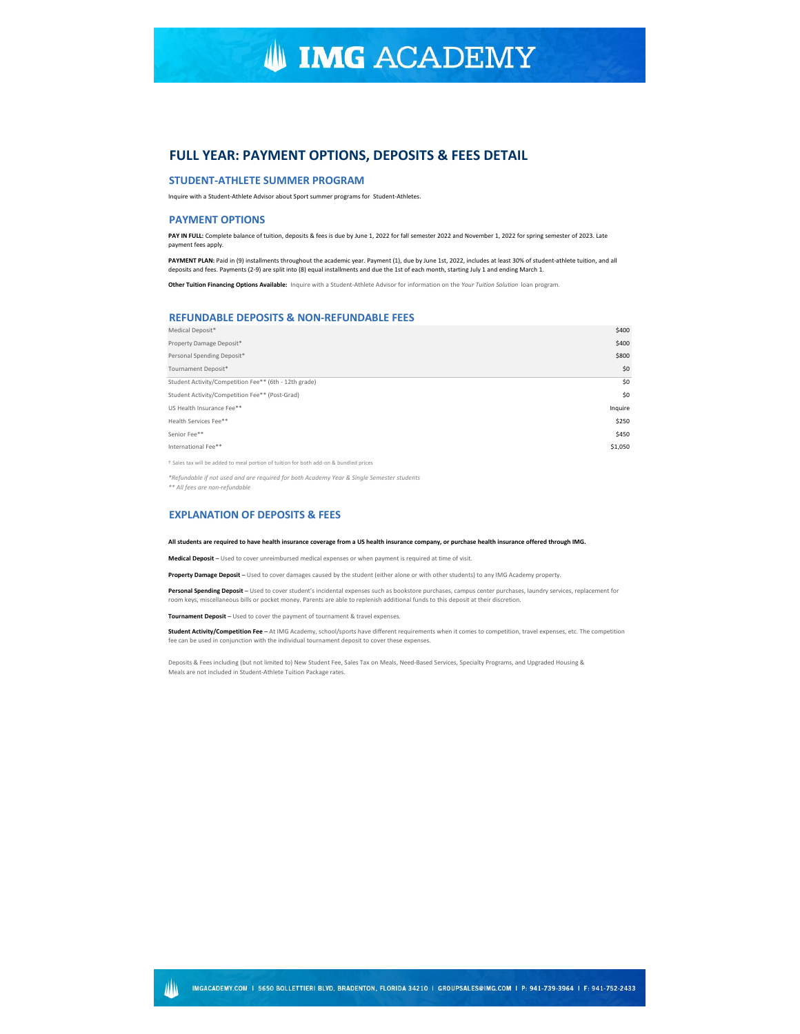# FULL YEAR: PAYMENT OPTIONS, DEPOSITS & FEES DETAIL

## STUDENT-ATHLETE SUMMER PROGRAM

Inquire with a Student-Athlete Advisor about Sport summer programs for Student-Athletes.

## PAYMENT OPTIONS

**PAY IN FULL:** Complete balance of tuition, deposits & fees is due by June 1, 2022 for fall semester 2022 and November 1, 2022 for spring semester of 2023. Late payment fees apply.

**PAYMENT PLAN:** Paid in (9) installments throughout the academic year. Payment (1), due by June 1st, 2022, includes at least 30% of student-athlete tuition, and all deposits and fees. Payments (2-9) are split into (8) equal installments and due the 1st of each month, starting July 1 and ending March 1.

**Other Tuition Financing Options Available:** Inquire with a Student-Athlete Advisor for information on the *Your Tuition Solution* loan program.

## REFUNDABLE DEPOSITS & NON-REFUNDABLE FEES

| | |
|---|---|
| Medical Deposit* | $400 |
| Property Damage Deposit* | $400 |
| Personal Spending Deposit* | $800 |
| Tournament Deposit* | $0 |
| Student Activity/Competition Fee** (6th - 12th grade) | $0 |
| Student Activity/Competition Fee** (Post-Grad) | $0 |
| US Health Insurance Fee** | Inquire |
| Health Services Fee** | $250 |
| Senior Fee** | $450 |
| International Fee** | $1,050 |

† Sales tax will be added to meal portion of tuition for both add-on & bundled prices

*\*Refundable if not used and are required for both Academy Year & Single Semester students*

*\*\* All fees are non-refundable*

## EXPLANATION OF DEPOSITS & FEES

**All students are required to have health insurance coverage from a US health insurance company, or purchase health insurance offered through IMG.**

**Medical Deposit** – Used to cover unreimbursed medical expenses or when payment is required at time of visit.

**Property Damage Deposit** – Used to cover damages caused by the student (either alone or with other students) to any IMG Academy property.

**Personal Spending Deposit** – Used to cover student's incidental expenses such as bookstore purchases, campus center purchases, laundry services, replacement for room keys, miscellaneous bills or pocket money. Parents are able to replenish additional funds to this deposit at their discretion.

**Tournament Deposit** – Used to cover the payment of tournament & travel expenses.

**Student Activity/Competition Fee** – At IMG Academy, school/sports have different requirements when it comes to competition, travel expenses, etc. The competition fee can be used in conjunction with the individual tournament deposit to cover these expenses.

Deposits & Fees including (but not limited to) New Student Fee, Sales Tax on Meals, Need-Based Services, Specialty Programs, and Upgraded Housing & Meals are not included in Student-Athlete Tuition Package rates.